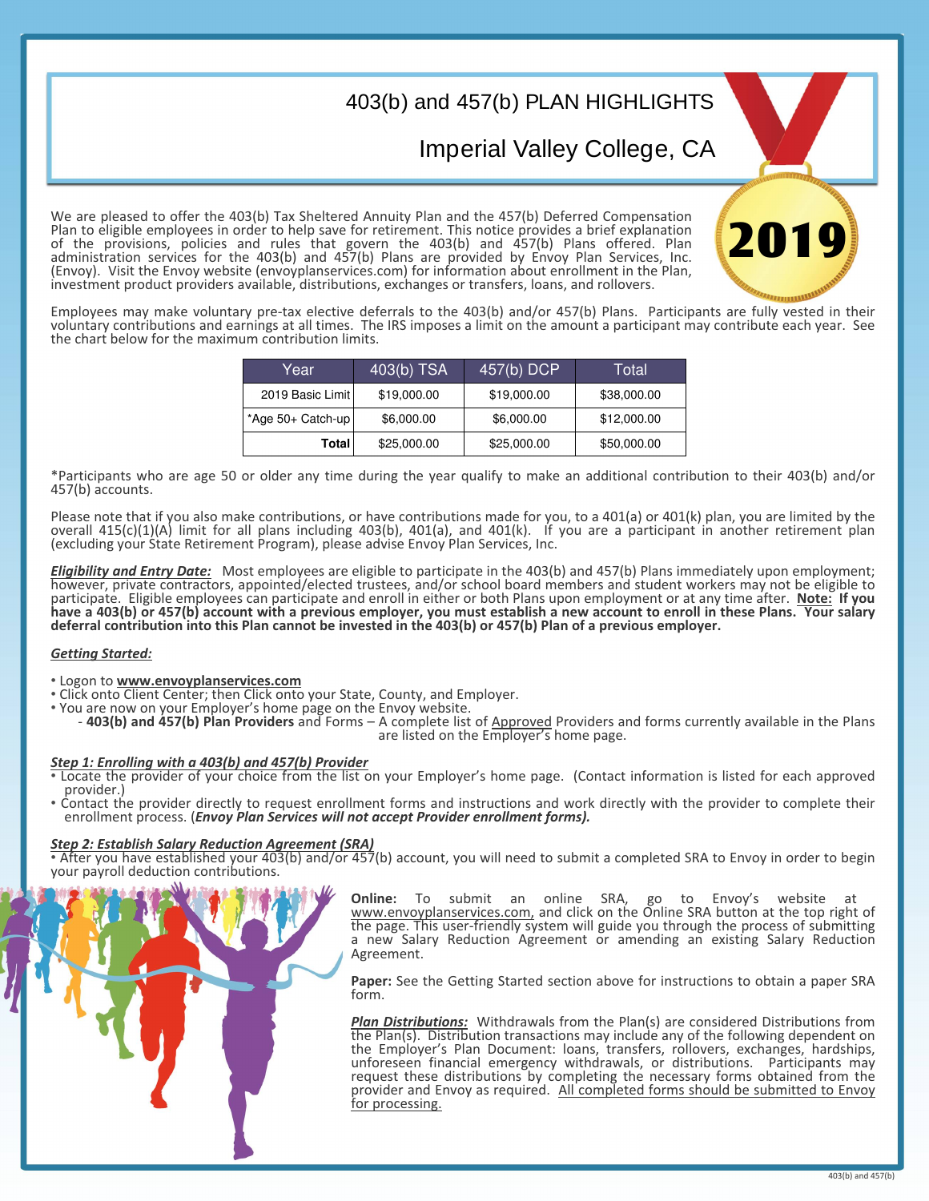# 403(b) and 457(b) PLAN HIGHLIGHTS

## Imperial Valley College, CA

2019

We are pleased to offer the 403(b) Tax Sheltered Annuity Plan and the 457(b) Deferred Compensation Plan to eligible employees in order to help save for retirement. This notice provides a brief explanation of the provisions, policies and rules that govern the 403(b) and 457(b) Plans offered. Plan administration services for the 403(b) and 457(b) Plans are provided by Envoy Plan Services, Inc. (Envoy). Visit the Envoy website (envoyplanservices.com) for information about enrollment in the Plan, investment product providers available, distributions, exchanges or transfers, loans, and rollovers.

Employees may make voluntary pre-tax elective deferrals to the 403(b) and/or 457(b) Plans. Participants are fully vested in their voluntary contributions and earnings at all times. The IRS imposes a limit on the amount a participant may contribute each year. See the chart below for the maximum contribution limits.

| Year | 403(b) TSA | 457(b) DCP | Total |
|---|---|---|---|
| 2019 Basic Limit | $19,000.00 | $19,000.00 | $38,000.00 |
| *Age 50+ Catch-up | $6,000.00 | $6,000.00 | $12,000.00 |
| **Total** | $25,000.00 | $25,000.00 | $50,000.00 |

*Participants who are age 50 or older any time during the year qualify to make an additional contribution to their 403(b) and/or 457(b) accounts.

Please note that if you also make contributions, or have contributions made for you, to a 401(a) or 401(k) plan, you are limited by the overall 415(c)(1)(A) limit for all plans including 403(b), 401(a), and 401(k). If you are a participant in another retirement plan (excluding your State Retirement Program), please advise Envoy Plan Services, Inc.

***Eligibility and Entry Date:*** Most employees are eligible to participate in the 403(b) and 457(b) Plans immediately upon employment; however, private contractors, appointed/elected trustees, and/or school board members and student workers may not be eligible to participate. Eligible employees can participate and enroll in either or both Plans upon employment or at any time after. **Note: If you have a 403(b) or 457(b) account with a previous employer, you must establish a new account to enroll in these Plans. Your salary deferral contribution into this Plan cannot be invested in the 403(b) or 457(b) Plan of a previous employer.**

***Getting Started:***

- Logon to **www.envoyplanservices.com**
- Click onto Client Center; then Click onto your State, County, and Employer.
- You are now on your Employer's home page on the Envoy website.
  - **403(b) and 457(b) Plan Providers** and Forms – A complete list of Approved Providers and forms currently available in the Plans are listed on the Employer's home page.

***Step 1: Enrolling with a 403(b) and 457(b) Provider***

- Locate the provider of your choice from the list on your Employer's home page. (Contact information is listed for each approved provider.)
- Contact the provider directly to request enrollment forms and instructions and work directly with the provider to complete their enrollment process. (***Envoy Plan Services will not accept Provider enrollment forms).***

***Step 2: Establish Salary Reduction Agreement (SRA)***

- After you have established your 403(b) and/or 457(b) account, you will need to submit a completed SRA to Envoy in order to begin your payroll deduction contributions.

**Online:** To submit an online SRA, go to Envoy's website at www.envoyplanservices.com, and click on the Online SRA button at the top right of the page. This user-friendly system will guide you through the process of submitting a new Salary Reduction Agreement or amending an existing Salary Reduction Agreement.

**Paper:** See the Getting Started section above for instructions to obtain a paper SRA form.

***Plan Distributions:*** Withdrawals from the Plan(s) are considered Distributions from the Plan(s). Distribution transactions may include any of the following dependent on the Employer's Plan Document: loans, transfers, rollovers, exchanges, hardships, unforeseen financial emergency withdrawals, or distributions. Participants may request these distributions by completing the necessary forms obtained from the provider and Envoy as required. All completed forms should be submitted to Envoy for processing.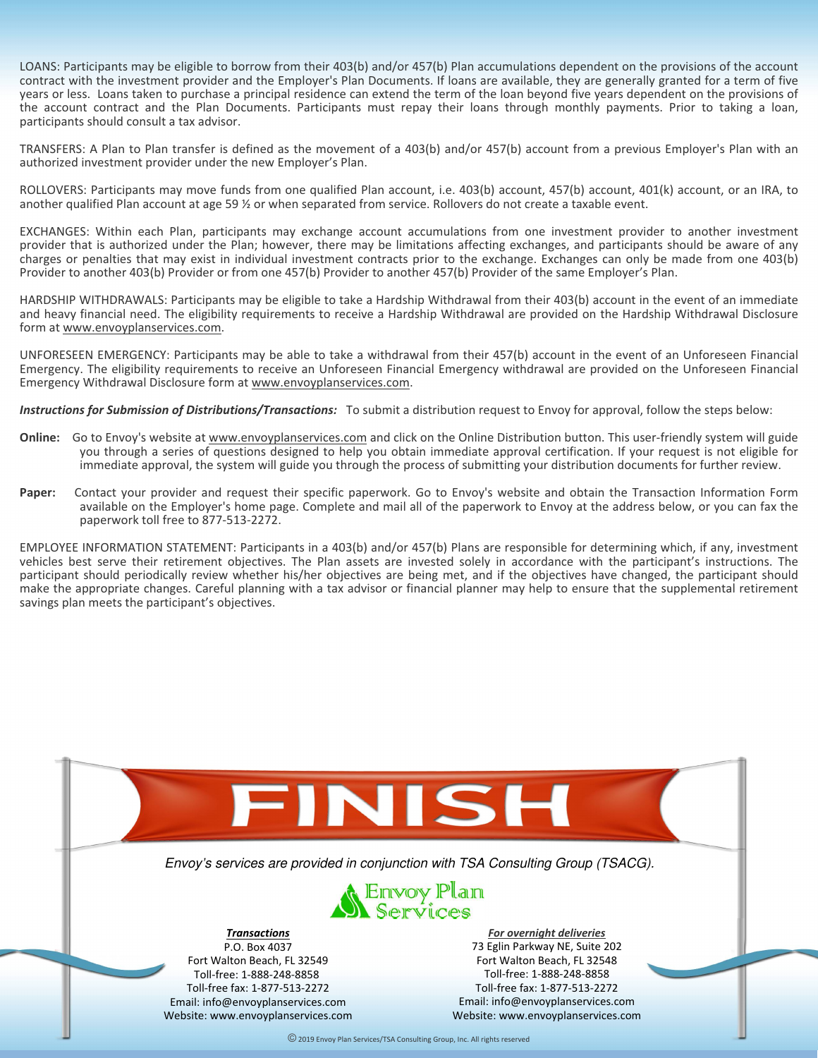LOANS: Participants may be eligible to borrow from their 403(b) and/or 457(b) Plan accumulations dependent on the provisions of the account contract with the investment provider and the Employer's Plan Documents. If loans are available, they are generally granted for a term of five years or less. Loans taken to purchase a principal residence can extend the term of the loan beyond five years dependent on the provisions of the account contract and the Plan Documents. Participants must repay their loans through monthly payments. Prior to taking a loan, participants should consult a tax advisor.

TRANSFERS: A Plan to Plan transfer is defined as the movement of a 403(b) and/or 457(b) account from a previous Employer's Plan with an authorized investment provider under the new Employer's Plan.

ROLLOVERS: Participants may move funds from one qualified Plan account, i.e. 403(b) account, 457(b) account, 401(k) account, or an IRA, to another qualified Plan account at age 59 ½ or when separated from service. Rollovers do not create a taxable event.

EXCHANGES: Within each Plan, participants may exchange account accumulations from one investment provider to another investment provider that is authorized under the Plan; however, there may be limitations affecting exchanges, and participants should be aware of any charges or penalties that may exist in individual investment contracts prior to the exchange. Exchanges can only be made from one 403(b) Provider to another 403(b) Provider or from one 457(b) Provider to another 457(b) Provider of the same Employer's Plan.

HARDSHIP WITHDRAWALS: Participants may be eligible to take a Hardship Withdrawal from their 403(b) account in the event of an immediate and heavy financial need. The eligibility requirements to receive a Hardship Withdrawal are provided on the Hardship Withdrawal Disclosure form at www.envoyplanservices.com.

UNFORESEEN EMERGENCY: Participants may be able to take a withdrawal from their 457(b) account in the event of an Unforeseen Financial Emergency. The eligibility requirements to receive an Unforeseen Financial Emergency withdrawal are provided on the Unforeseen Financial Emergency Withdrawal Disclosure form at www.envoyplanservices.com.

***Instructions for Submission of Distributions/Transactions:*** To submit a distribution request to Envoy for approval, follow the steps below:

**Online:** Go to Envoy's website at www.envoyplanservices.com and click on the Online Distribution button. This user-friendly system will guide you through a series of questions designed to help you obtain immediate approval certification. If your request is not eligible for immediate approval, the system will guide you through the process of submitting your distribution documents for further review.

**Paper:** Contact your provider and request their specific paperwork. Go to Envoy's website and obtain the Transaction Information Form available on the Employer's home page. Complete and mail all of the paperwork to Envoy at the address below, or you can fax the paperwork toll free to 877-513-2272.

EMPLOYEE INFORMATION STATEMENT: Participants in a 403(b) and/or 457(b) Plans are responsible for determining which, if any, investment vehicles best serve their retirement objectives. The Plan assets are invested solely in accordance with the participant's instructions. The participant should periodically review whether his/her objectives are being met, and if the objectives have changed, the participant should make the appropriate changes. Careful planning with a tax advisor or financial planner may help to ensure that the supplemental retirement savings plan meets the participant's objectives.

FINISH

*Envoy's services are provided in conjunction with TSA Consulting Group (TSACG).*

Envoy Plan Services

***Transactions***
P.O. Box 4037
Fort Walton Beach, FL 32549
Toll-free: 1-888-248-8858
Toll-free fax: 1-877-513-2272
Email: info@envoyplanservices.com
Website: www.envoyplanservices.com

***For overnight deliveries***
73 Eglin Parkway NE, Suite 202
Fort Walton Beach, FL 32548
Toll-free: 1-888-248-8858
Toll-free fax: 1-877-513-2272
Email: info@envoyplanservices.com
Website: www.envoyplanservices.com

© 2019 Envoy Plan Services/TSA Consulting Group, Inc. All rights reserved